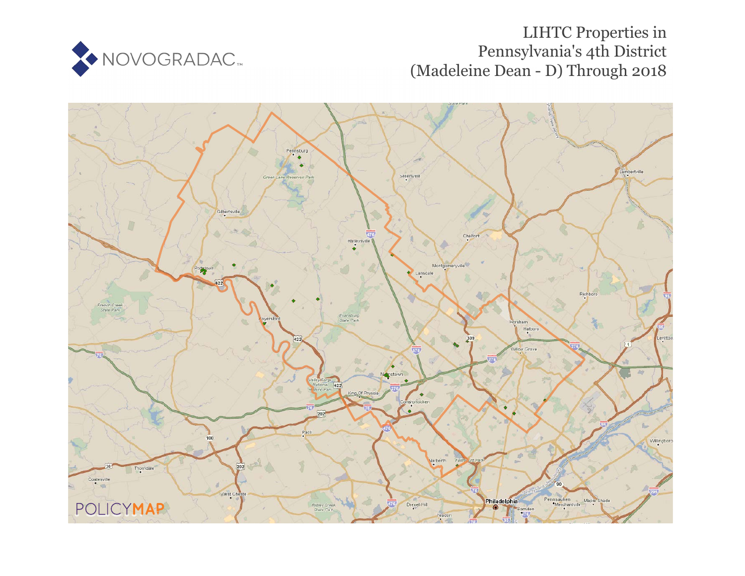NOVOGRADAC

# LIHTC Properties in Pennsylvania's 4th District (Madeleine Dean - D) Through 2018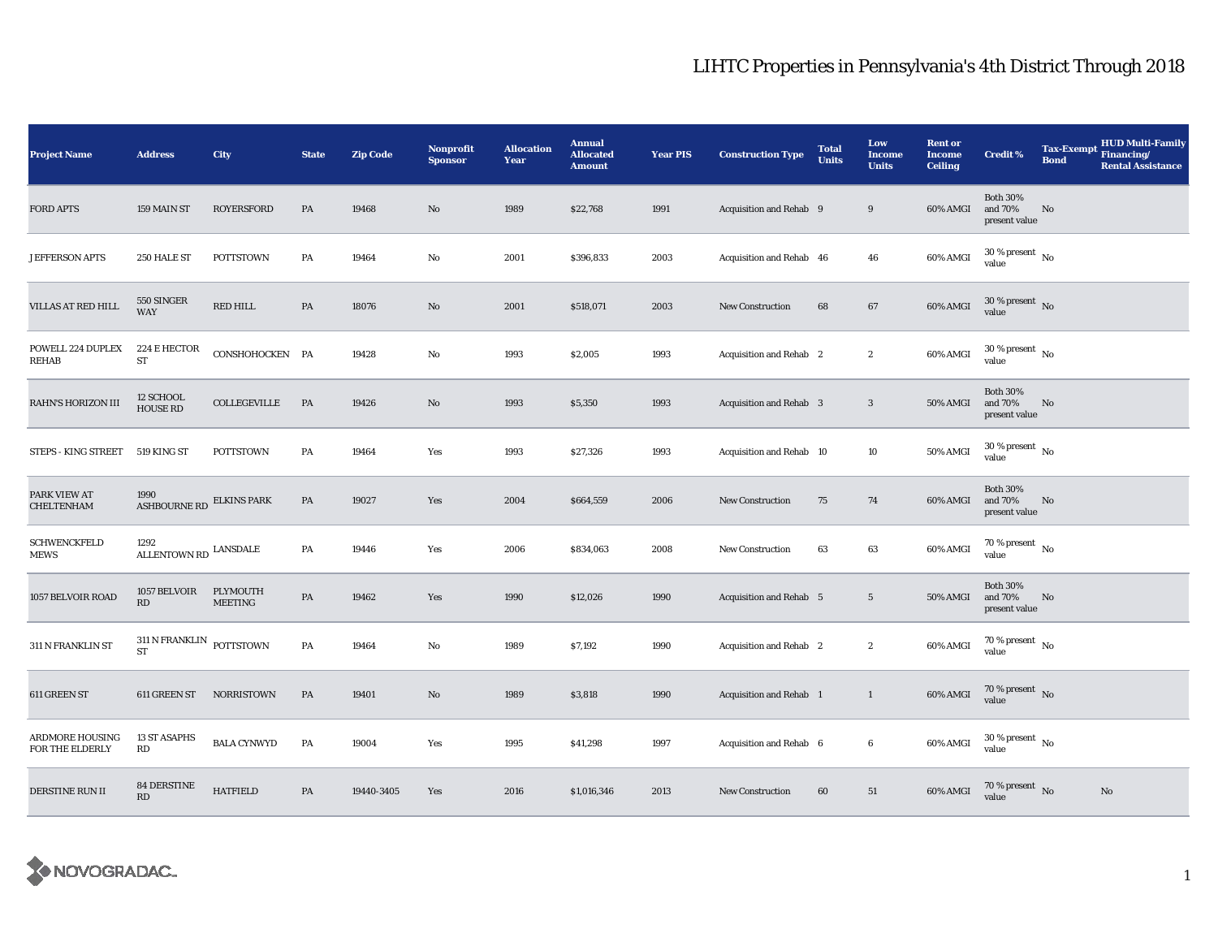# LIHTC Properties in Pennsylvania's 4th District Through 2018

| Project Name | Address | City | State | Zip Code | Nonprofit Sponsor | Allocation Year | Annual Allocated Amount | Year PIS | Construction Type | Total Units | Low Income Units | Rent or Income Ceiling | Credit % | Tax-Exempt Bond | HUD Multi-Family Financing/ Rental Assistance |
|---|---|---|---|---|---|---|---|---|---|---|---|---|---|---|---|
| FORD APTS | 159 MAIN ST | ROYERSFORD | PA | 19468 | No | 1989 | $22,768 | 1991 | Acquisition and Rehab | 9 | 9 | 60% AMGI | Both 30% and 70% present value | No | |
| JEFFERSON APTS | 250 HALE ST | POTTSTOWN | PA | 19464 | No | 2001 | $396,833 | 2003 | Acquisition and Rehab | 46 | 46 | 60% AMGI | 30 % present value | No | |
| VILLAS AT RED HILL | 550 SINGER WAY | RED HILL | PA | 18076 | No | 2001 | $518,071 | 2003 | New Construction | 68 | 67 | 60% AMGI | 30 % present value | No | |
| POWELL 224 DUPLEX REHAB | 224 E HECTOR ST | CONSHOHOCKEN | PA | 19428 | No | 1993 | $2,005 | 1993 | Acquisition and Rehab | 2 | 2 | 60% AMGI | 30 % present value | No | |
| RAHN'S HORIZON III | 12 SCHOOL HOUSE RD | COLLEGEVILLE | PA | 19426 | No | 1993 | $5,350 | 1993 | Acquisition and Rehab | 3 | 3 | 50% AMGI | Both 30% and 70% present value | No | |
| STEPS - KING STREET | 519 KING ST | POTTSTOWN | PA | 19464 | Yes | 1993 | $27,326 | 1993 | Acquisition and Rehab | 10 | 10 | 50% AMGI | 30 % present value | No | |
| PARK VIEW AT CHELTENHAM | 1990 ASHBOURNE RD | ELKINS PARK | PA | 19027 | Yes | 2004 | $664,559 | 2006 | New Construction | 75 | 74 | 60% AMGI | Both 30% and 70% present value | No | |
| SCHWENCKFELD MEWS | 1292 ALLENTOWN RD | LANSDALE | PA | 19446 | Yes | 2006 | $834,063 | 2008 | New Construction | 63 | 63 | 60% AMGI | 70 % present value | No | |
| 1057 BELVOIR ROAD | 1057 BELVOIR RD | PLYMOUTH MEETING | PA | 19462 | Yes | 1990 | $12,026 | 1990 | Acquisition and Rehab | 5 | 5 | 50% AMGI | Both 30% and 70% present value | No | |
| 311 N FRANKLIN ST | 311 N FRANKLIN ST | POTTSTOWN | PA | 19464 | No | 1989 | $7,192 | 1990 | Acquisition and Rehab | 2 | 2 | 60% AMGI | 70 % present value | No | |
| 611 GREEN ST | 611 GREEN ST | NORRISTOWN | PA | 19401 | No | 1989 | $3,818 | 1990 | Acquisition and Rehab | 1 | 1 | 60% AMGI | 70 % present value | No | |
| ARDMORE HOUSING FOR THE ELDERLY | 13 ST ASAPHS RD | BALA CYNWYD | PA | 19004 | Yes | 1995 | $41,298 | 1997 | Acquisition and Rehab | 6 | 6 | 60% AMGI | 30 % present value | No | |
| DERSTINE RUN II | 84 DERSTINE RD | HATFIELD | PA | 19440-3405 | Yes | 2016 | $1,016,346 | 2013 | New Construction | 60 | 51 | 60% AMGI | 70 % present value | No | No |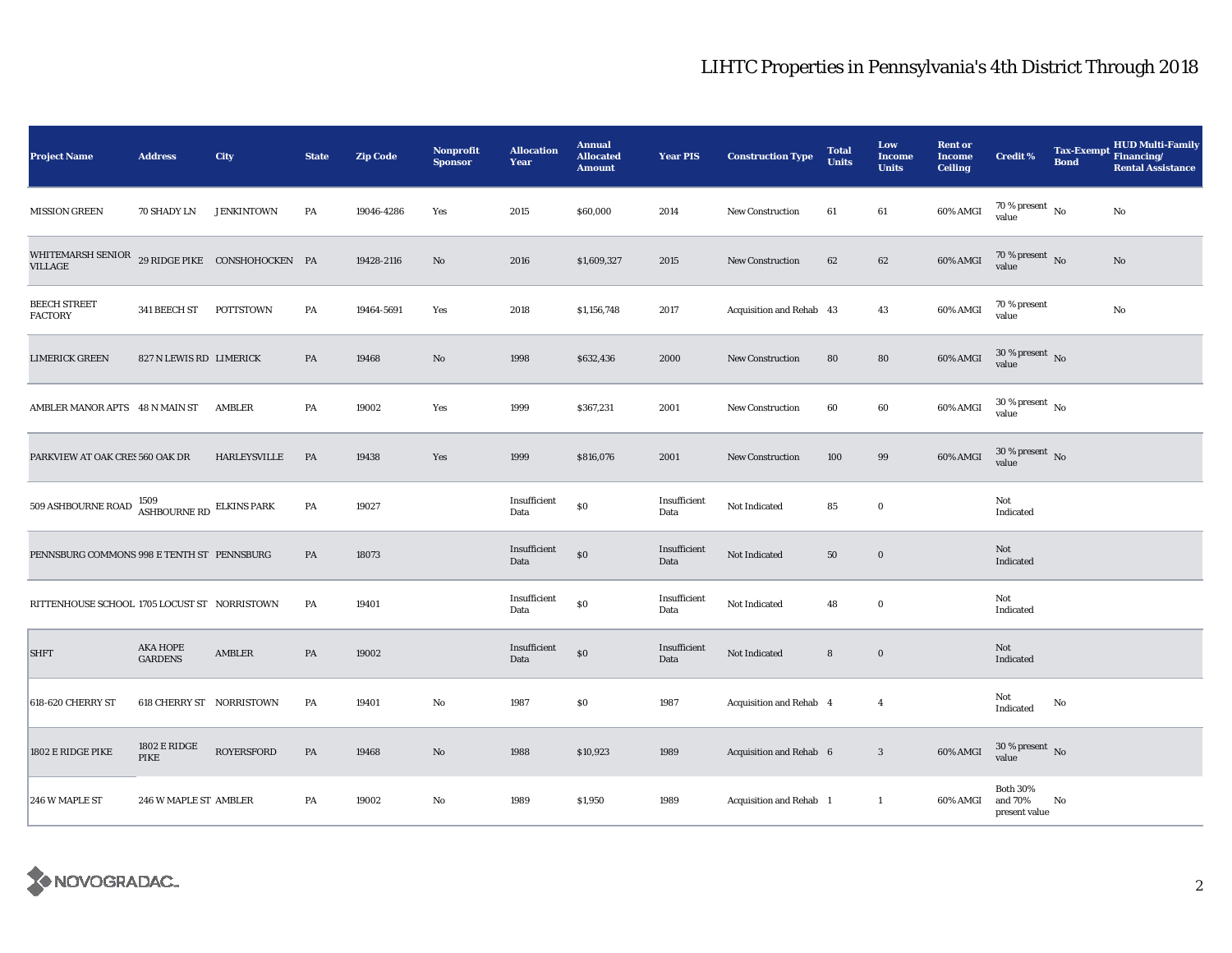# LIHTC Properties in Pennsylvania's 4th District Through 2018

| Project Name | Address | City | State | Zip Code | Nonprofit Sponsor | Allocation Year | Annual Allocated Amount | Year PIS | Construction Type | Total Units | Low Income Units | Rent or Income Ceiling | Credit % | Tax-Exempt Bond | HUD Multi-Family Financing/ Rental Assistance |
|---|---|---|---|---|---|---|---|---|---|---|---|---|---|---|---|
| MISSION GREEN | 70 SHADY LN | JENKINTOWN | PA | 19046-4286 | Yes | 2015 | $60,000 | 2014 | New Construction | 61 | 61 | 60% AMGI | 70 % present value | No | No |
| WHITEMARSH SENIOR VILLAGE | 29 RIDGE PIKE | CONSHOHOCKEN | PA | 19428-2116 | No | 2016 | $1,609,327 | 2015 | New Construction | 62 | 62 | 60% AMGI | 70 % present value | No | No |
| BEECH STREET FACTORY | 341 BEECH ST | POTTSTOWN | PA | 19464-5691 | Yes | 2018 | $1,156,748 | 2017 | Acquisition and Rehab | 43 | 43 | 60% AMGI | 70 % present value | | No |
| LIMERICK GREEN | 827 N LEWIS RD | LIMERICK | PA | 19468 | No | 1998 | $632,436 | 2000 | New Construction | 80 | 80 | 60% AMGI | 30 % present value | No | |
| AMBLER MANOR APTS | 48 N MAIN ST | AMBLER | PA | 19002 | Yes | 1999 | $367,231 | 2001 | New Construction | 60 | 60 | 60% AMGI | 30 % present value | No | |
| PARKVIEW AT OAK CRES | 560 OAK DR | HARLEYSVILLE | PA | 19438 | Yes | 1999 | $816,076 | 2001 | New Construction | 100 | 99 | 60% AMGI | 30 % present value | No | |
| 509 ASHBOURNE ROAD | 1509 ASHBOURNE RD | ELKINS PARK | PA | 19027 | | Insufficient Data | $0 | Insufficient Data | Not Indicated | 85 | 0 | | Not Indicated | | |
| PENNSBURG COMMONS | 998 E TENTH ST | PENNSBURG | PA | 18073 | | Insufficient Data | $0 | Insufficient Data | Not Indicated | 50 | 0 | | Not Indicated | | |
| RITTENHOUSE SCHOOL | 1705 LOCUST ST | NORRISTOWN | PA | 19401 | | Insufficient Data | $0 | Insufficient Data | Not Indicated | 48 | 0 | | Not Indicated | | |
| SHFT | AKA HOPE GARDENS | AMBLER | PA | 19002 | | Insufficient Data | $0 | Insufficient Data | Not Indicated | 8 | 0 | | Not Indicated | | |
| 618-620 CHERRY ST | 618 CHERRY ST | NORRISTOWN | PA | 19401 | No | 1987 | $0 | 1987 | Acquisition and Rehab | 4 | 4 | | Not Indicated | No | |
| 1802 E RIDGE PIKE | 1802 E RIDGE PIKE | ROYERSFORD | PA | 19468 | No | 1988 | $10,923 | 1989 | Acquisition and Rehab | 6 | 3 | 60% AMGI | 30 % present value | No | |
| 246 W MAPLE ST | 246 W MAPLE ST | AMBLER | PA | 19002 | No | 1989 | $1,950 | 1989 | Acquisition and Rehab | 1 | 1 | 60% AMGI | Both 30% and 70% present value | No | |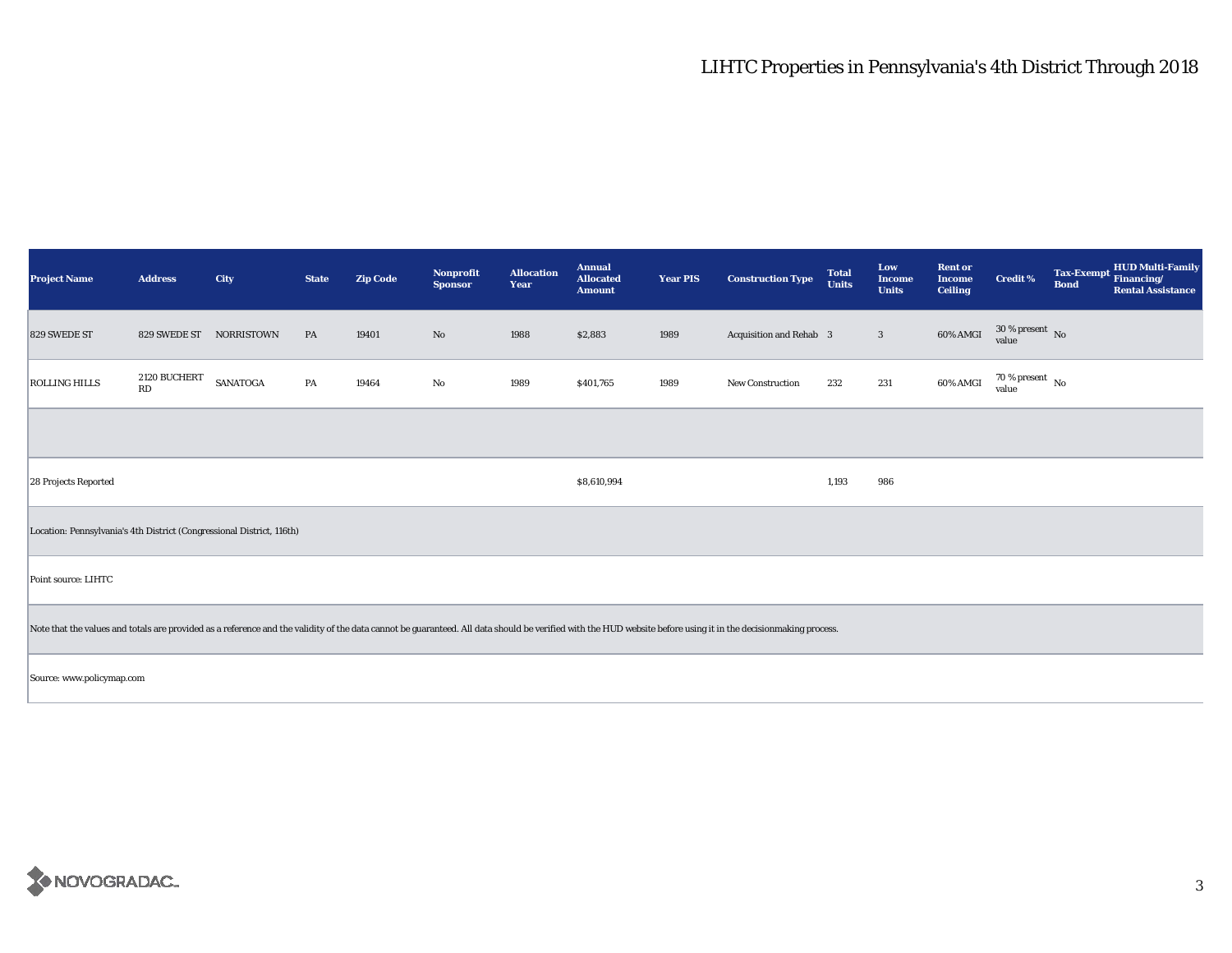# LIHTC Properties in Pennsylvania's 4th District Through 2018

| Project Name | Address | City | State | Zip Code | Nonprofit Sponsor | Allocation Year | Annual Allocated Amount | Year PIS | Construction Type | Total Units | Low Income Units | Rent or Income Ceiling | Credit % | Tax-Exempt Bond | HUD Multi-Family Financing/ Rental Assistance |
|---|---|---|---|---|---|---|---|---|---|---|---|---|---|---|---|
| 829 SWEDE ST | 829 SWEDE ST | NORRISTOWN | PA | 19401 | No | 1988 | $2,883 | 1989 | Acquisition and Rehab | 3 | 3 | 60% AMGI | 30 % present value | No | |
| ROLLING HILLS | 2120 BUCHERT RD | SANATOGA | PA | 19464 | No | 1989 | $401,765 | 1989 | New Construction | 232 | 231 | 60% AMGI | 70 % present value | No | |
| | | | | | | | | | | | | | | | |
| 28 Projects Reported | | | | | | | $8,610,994 | | | 1,193 | 986 | | | | |

Location: Pennsylvania's 4th District (Congressional District, 116th)

Point source: LIHTC

Note that the values and totals are provided as a reference and the validity of the data cannot be guaranteed. All data should be verified with the HUD website before using it in the decisionmaking process.

Source: www.policymap.com